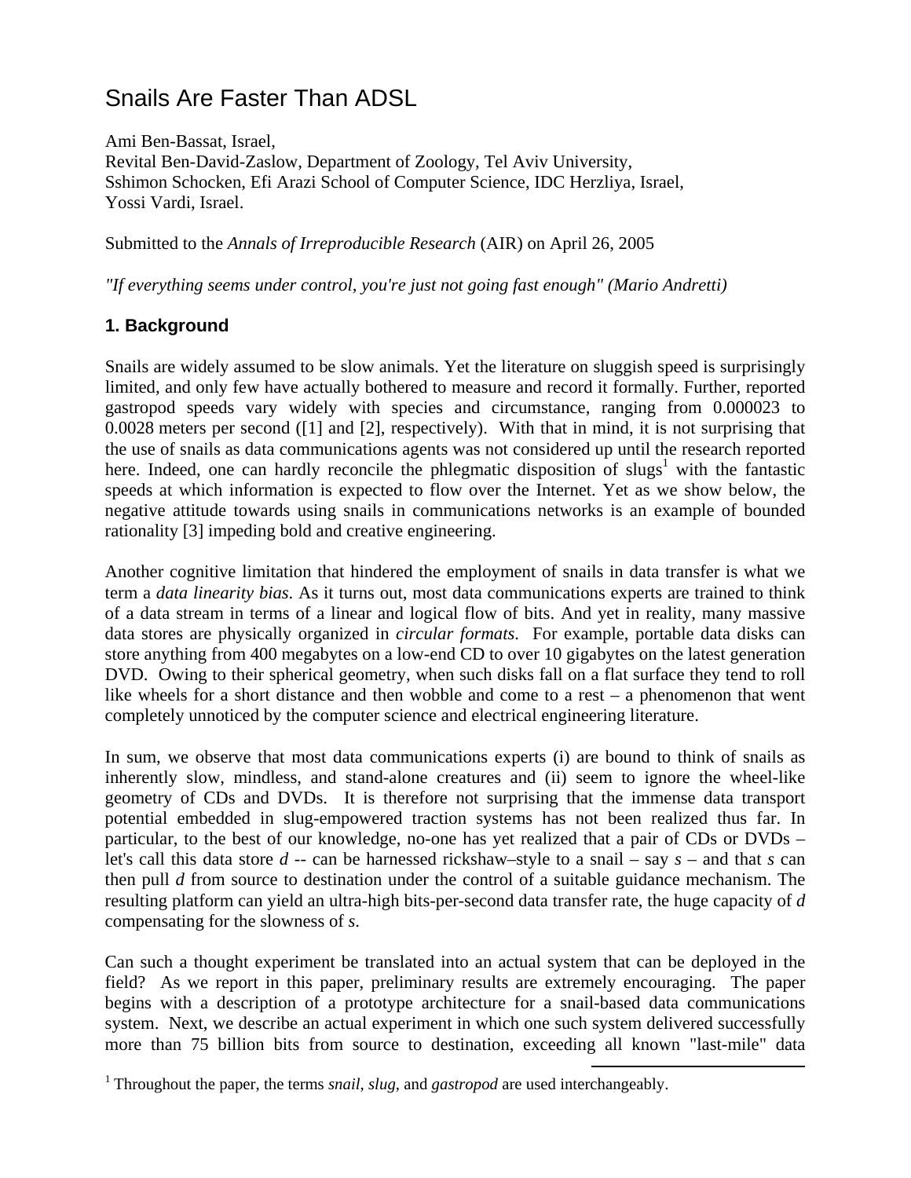# Snails Are Faster Than ADSL

Ami Ben-Bassat, Israel,
Revital Ben-David-Zaslow, Department of Zoology, Tel Aviv University,
Sshimon Schocken, Efi Arazi School of Computer Science, IDC Herzliya, Israel,
Yossi Vardi, Israel.

Submitted to the *Annals of Irreproducible Research* (AIR) on April 26, 2005

*"If everything seems under control, you're just not going fast enough" (Mario Andretti)*

## 1. Background

Snails are widely assumed to be slow animals. Yet the literature on sluggish speed is surprisingly limited, and only few have actually bothered to measure and record it formally. Further, reported gastropod speeds vary widely with species and circumstance, ranging from 0.000023 to 0.0028 meters per second ([1] and [2], respectively). With that in mind, it is not surprising that the use of snails as data communications agents was not considered up until the research reported here. Indeed, one can hardly reconcile the phlegmatic disposition of slugs[1] with the fantastic speeds at which information is expected to flow over the Internet. Yet as we show below, the negative attitude towards using snails in communications networks is an example of bounded rationality [3] impeding bold and creative engineering.

Another cognitive limitation that hindered the employment of snails in data transfer is what we term a *data linearity bias*. As it turns out, most data communications experts are trained to think of a data stream in terms of a linear and logical flow of bits. And yet in reality, many massive data stores are physically organized in *circular formats*. For example, portable data disks can store anything from 400 megabytes on a low-end CD to over 10 gigabytes on the latest generation DVD. Owing to their spherical geometry, when such disks fall on a flat surface they tend to roll like wheels for a short distance and then wobble and come to a rest – a phenomenon that went completely unnoticed by the computer science and electrical engineering literature.

In sum, we observe that most data communications experts (i) are bound to think of snails as inherently slow, mindless, and stand-alone creatures and (ii) seem to ignore the wheel-like geometry of CDs and DVDs. It is therefore not surprising that the immense data transport potential embedded in slug-empowered traction systems has not been realized thus far. In particular, to the best of our knowledge, no-one has yet realized that a pair of CDs or DVDs – let's call this data store *d* -- can be harnessed rickshaw–style to a snail – say *s* – and that *s* can then pull *d* from source to destination under the control of a suitable guidance mechanism. The resulting platform can yield an ultra-high bits-per-second data transfer rate, the huge capacity of *d* compensating for the slowness of *s*.

Can such a thought experiment be translated into an actual system that can be deployed in the field? As we report in this paper, preliminary results are extremely encouraging. The paper begins with a description of a prototype architecture for a snail-based data communications system. Next, we describe an actual experiment in which one such system delivered successfully more than 75 billion bits from source to destination, exceeding all known "last-mile" data

[1] Throughout the paper, the terms *snail*, *slug*, and *gastropod* are used interchangeably.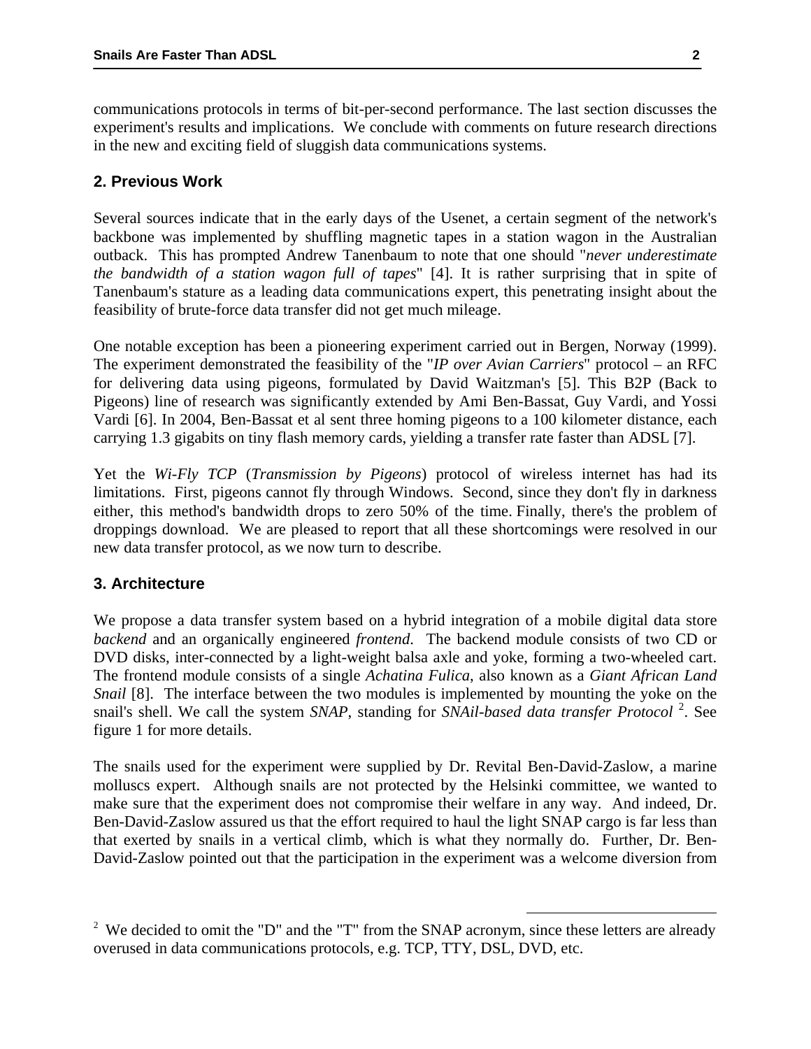communications protocols in terms of bit-per-second performance. The last section discusses the experiment's results and implications. We conclude with comments on future research directions in the new and exciting field of sluggish data communications systems.

## 2. Previous Work

Several sources indicate that in the early days of the Usenet, a certain segment of the network's backbone was implemented by shuffling magnetic tapes in a station wagon in the Australian outback. This has prompted Andrew Tanenbaum to note that one should "*never underestimate the bandwidth of a station wagon full of tapes*" [4]. It is rather surprising that in spite of Tanenbaum's stature as a leading data communications expert, this penetrating insight about the feasibility of brute-force data transfer did not get much mileage.

One notable exception has been a pioneering experiment carried out in Bergen, Norway (1999). The experiment demonstrated the feasibility of the "*IP over Avian Carriers*" protocol – an RFC for delivering data using pigeons, formulated by David Waitzman's [5]. This B2P (Back to Pigeons) line of research was significantly extended by Ami Ben-Bassat, Guy Vardi, and Yossi Vardi [6]. In 2004, Ben-Bassat et al sent three homing pigeons to a 100 kilometer distance, each carrying 1.3 gigabits on tiny flash memory cards, yielding a transfer rate faster than ADSL [7].

Yet the *Wi-Fly TCP* (*Transmission by Pigeons*) protocol of wireless internet has had its limitations. First, pigeons cannot fly through Windows. Second, since they don't fly in darkness either, this method's bandwidth drops to zero 50% of the time. Finally, there's the problem of droppings download. We are pleased to report that all these shortcomings were resolved in our new data transfer protocol, as we now turn to describe.

## 3. Architecture

We propose a data transfer system based on a hybrid integration of a mobile digital data store *backend* and an organically engineered *frontend*. The backend module consists of two CD or DVD disks, inter-connected by a light-weight balsa axle and yoke, forming a two-wheeled cart. The frontend module consists of a single *Achatina Fulica*, also known as a *Giant African Land Snail* [8]. The interface between the two modules is implemented by mounting the yoke on the snail's shell. We call the system *SNAP*, standing for *SNAil-based data transfer Protocol* [2]. See figure 1 for more details.

The snails used for the experiment were supplied by Dr. Revital Ben-David-Zaslow, a marine molluscs expert. Although snails are not protected by the Helsinki committee, we wanted to make sure that the experiment does not compromise their welfare in any way. And indeed, Dr. Ben-David-Zaslow assured us that the effort required to haul the light SNAP cargo is far less than that exerted by snails in a vertical climb, which is what they normally do. Further, Dr. Ben-David-Zaslow pointed out that the participation in the experiment was a welcome diversion from

---

[2] We decided to omit the "D" and the "T" from the SNAP acronym, since these letters are already overused in data communications protocols, e.g. TCP, TTY, DSL, DVD, etc.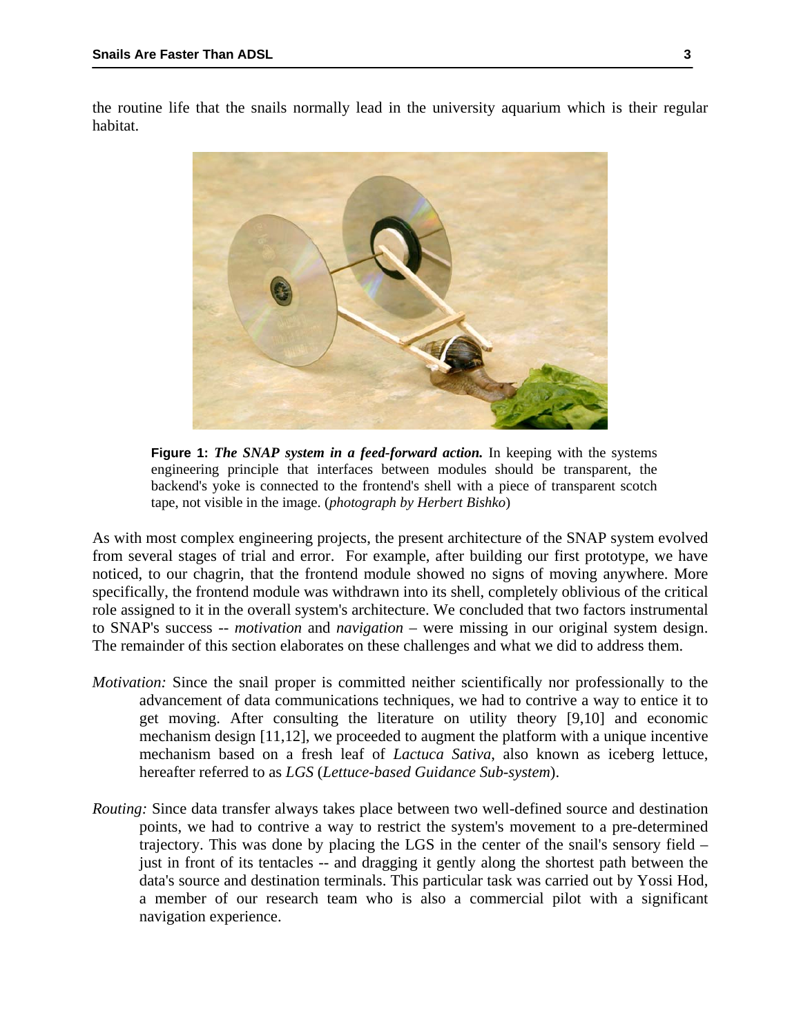the routine life that the snails normally lead in the university aquarium which is their regular habitat.

**Figure 1:** ***The SNAP system in a feed-forward action.*** In keeping with the systems engineering principle that interfaces between modules should be transparent, the backend's yoke is connected to the frontend's shell with a piece of transparent scotch tape, not visible in the image. (*photograph by Herbert Bishko*)

As with most complex engineering projects, the present architecture of the SNAP system evolved from several stages of trial and error. For example, after building our first prototype, we have noticed, to our chagrin, that the frontend module showed no signs of moving anywhere. More specifically, the frontend module was withdrawn into its shell, completely oblivious of the critical role assigned to it in the overall system's architecture. We concluded that two factors instrumental to SNAP's success -- *motivation* and *navigation* – were missing in our original system design. The remainder of this section elaborates on these challenges and what we did to address them.

*Motivation:* Since the snail proper is committed neither scientifically nor professionally to the advancement of data communications techniques, we had to contrive a way to entice it to get moving. After consulting the literature on utility theory [9,10] and economic mechanism design [11,12], we proceeded to augment the platform with a unique incentive mechanism based on a fresh leaf of *Lactuca Sativa*, also known as iceberg lettuce, hereafter referred to as *LGS* (*Lettuce-based Guidance Sub-system*).

*Routing:* Since data transfer always takes place between two well-defined source and destination points, we had to contrive a way to restrict the system's movement to a pre-determined trajectory. This was done by placing the LGS in the center of the snail's sensory field – just in front of its tentacles -- and dragging it gently along the shortest path between the data's source and destination terminals. This particular task was carried out by Yossi Hod, a member of our research team who is also a commercial pilot with a significant navigation experience.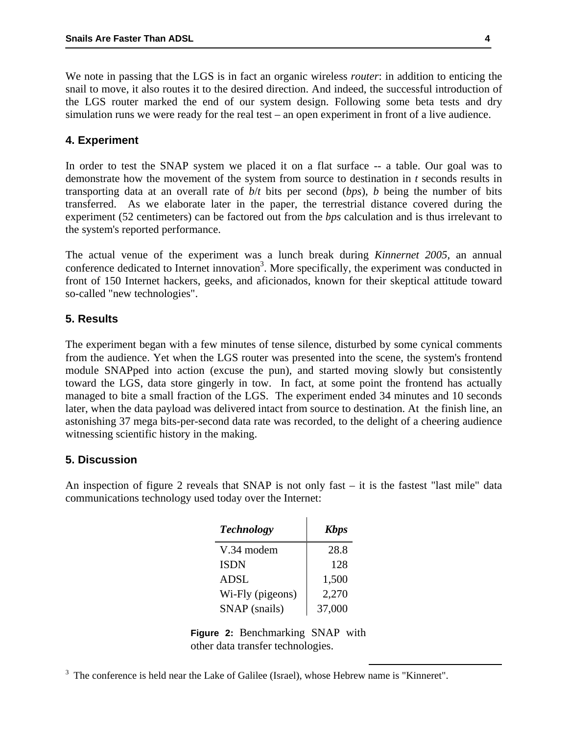We note in passing that the LGS is in fact an organic wireless *router*: in addition to enticing the snail to move, it also routes it to the desired direction. And indeed, the successful introduction of the LGS router marked the end of our system design. Following some beta tests and dry simulation runs we were ready for the real test – an open experiment in front of a live audience.

## 4. Experiment

In order to test the SNAP system we placed it on a flat surface -- a table. Our goal was to demonstrate how the movement of the system from source to destination in $t$ seconds results in transporting data at an overall rate of $b/t$ bits per second (*bps*), $b$ being the number of bits transferred. As we elaborate later in the paper, the terrestrial distance covered during the experiment (52 centimeters) can be factored out from the *bps* calculation and is thus irrelevant to the system's reported performance.

The actual venue of the experiment was a lunch break during *Kinnernet 2005*, an annual conference dedicated to Internet innovation[3]. More specifically, the experiment was conducted in front of 150 Internet hackers, geeks, and aficionados, known for their skeptical attitude toward so-called "new technologies".

## 5. Results

The experiment began with a few minutes of tense silence, disturbed by some cynical comments from the audience. Yet when the LGS router was presented into the scene, the system's frontend module SNAPped into action (excuse the pun), and started moving slowly but consistently toward the LGS, data store gingerly in tow. In fact, at some point the frontend has actually managed to bite a small fraction of the LGS. The experiment ended 34 minutes and 10 seconds later, when the data payload was delivered intact from source to destination. At the finish line, an astonishing 37 mega bits-per-second data rate was recorded, to the delight of a cheering audience witnessing scientific history in the making.

## 5. Discussion

An inspection of figure 2 reveals that SNAP is not only fast – it is the fastest "last mile" data communications technology used today over the Internet:

| *Technology* | *Kbps* |
|---|---|
| V.34 modem | 28.8 |
| ISDN | 128 |
| ADSL | 1,500 |
| Wi-Fly (pigeons) | 2,270 |
| SNAP (snails) | 37,000 |

**Figure 2:** Benchmarking SNAP with other data transfer technologies.

[3] The conference is held near the Lake of Galilee (Israel), whose Hebrew name is "Kinneret".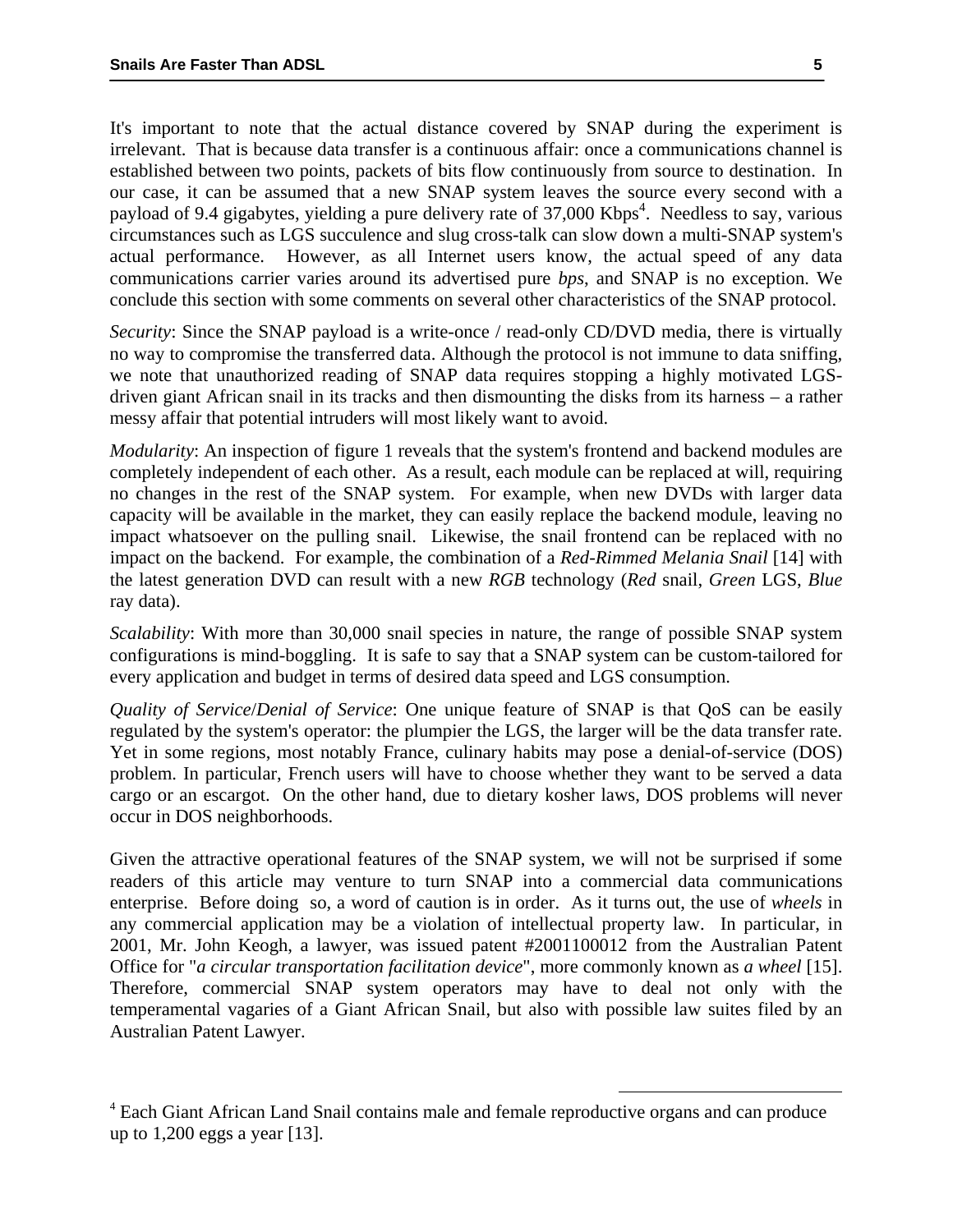It's important to note that the actual distance covered by SNAP during the experiment is irrelevant. That is because data transfer is a continuous affair: once a communications channel is established between two points, packets of bits flow continuously from source to destination. In our case, it can be assumed that a new SNAP system leaves the source every second with a payload of 9.4 gigabytes, yielding a pure delivery rate of 37,000 Kbps[4]. Needless to say, various circumstances such as LGS succulence and slug cross-talk can slow down a multi-SNAP system's actual performance. However, as all Internet users know, the actual speed of any data communications carrier varies around its advertised pure *bps*, and SNAP is no exception. We conclude this section with some comments on several other characteristics of the SNAP protocol.

*Security*: Since the SNAP payload is a write-once / read-only CD/DVD media, there is virtually no way to compromise the transferred data. Although the protocol is not immune to data sniffing, we note that unauthorized reading of SNAP data requires stopping a highly motivated LGS-driven giant African snail in its tracks and then dismounting the disks from its harness – a rather messy affair that potential intruders will most likely want to avoid.

*Modularity*: An inspection of figure 1 reveals that the system's frontend and backend modules are completely independent of each other. As a result, each module can be replaced at will, requiring no changes in the rest of the SNAP system. For example, when new DVDs with larger data capacity will be available in the market, they can easily replace the backend module, leaving no impact whatsoever on the pulling snail. Likewise, the snail frontend can be replaced with no impact on the backend. For example, the combination of a *Red-Rimmed Melania Snail* [14] with the latest generation DVD can result with a new *RGB* technology (*Red* snail, *Green* LGS, *Blue* ray data).

*Scalability*: With more than 30,000 snail species in nature, the range of possible SNAP system configurations is mind-boggling. It is safe to say that a SNAP system can be custom-tailored for every application and budget in terms of desired data speed and LGS consumption.

*Quality of Service*/*Denial of Service*: One unique feature of SNAP is that QoS can be easily regulated by the system's operator: the plumpier the LGS, the larger will be the data transfer rate. Yet in some regions, most notably France, culinary habits may pose a denial-of-service (DOS) problem. In particular, French users will have to choose whether they want to be served a data cargo or an escargot. On the other hand, due to dietary kosher laws, DOS problems will never occur in DOS neighborhoods.

Given the attractive operational features of the SNAP system, we will not be surprised if some readers of this article may venture to turn SNAP into a commercial data communications enterprise. Before doing so, a word of caution is in order. As it turns out, the use of *wheels* in any commercial application may be a violation of intellectual property law. In particular, in 2001, Mr. John Keogh, a lawyer, was issued patent #2001100012 from the Australian Patent Office for "*a circular transportation facilitation device*", more commonly known as *a wheel* [15]. Therefore, commercial SNAP system operators may have to deal not only with the temperamental vagaries of a Giant African Snail, but also with possible law suites filed by an Australian Patent Lawyer.

[4] Each Giant African Land Snail contains male and female reproductive organs and can produce up to 1,200 eggs a year [13].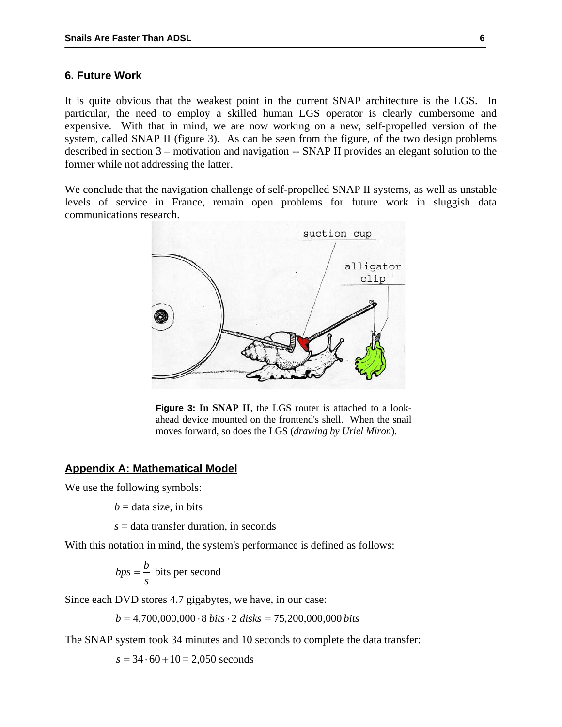## 6. Future Work

It is quite obvious that the weakest point in the current SNAP architecture is the LGS. In particular, the need to employ a skilled human LGS operator is clearly cumbersome and expensive. With that in mind, we are now working on a new, self-propelled version of the system, called SNAP II (figure 3). As can be seen from the figure, of the two design problems described in section 3 – motivation and navigation -- SNAP II provides an elegant solution to the former while not addressing the latter.

We conclude that the navigation challenge of self-propelled SNAP II systems, as well as unstable levels of service in France, remain open problems for future work in sluggish data communications research.

**Figure 3: In SNAP II**, the LGS router is attached to a look-ahead device mounted on the frontend's shell. When the snail moves forward, so does the LGS (*drawing by Uriel Miron*).

## Appendix A: Mathematical Model

We use the following symbols:

$b$ = data size, in bits

$s$ = data transfer duration, in seconds

With this notation in mind, the system's performance is defined as follows:

$$bps = \frac{b}{s} \text{ bits per second}$$

Since each DVD stores 4.7 gigabytes, we have, in our case:

$$b = 4{,}700{,}000{,}000 \cdot 8\ bits \cdot 2\ disks = 75{,}200{,}000{,}000\ bits$$

The SNAP system took 34 minutes and 10 seconds to complete the data transfer:

$$s = 34 \cdot 60 + 10 = 2{,}050 \text{ seconds}$$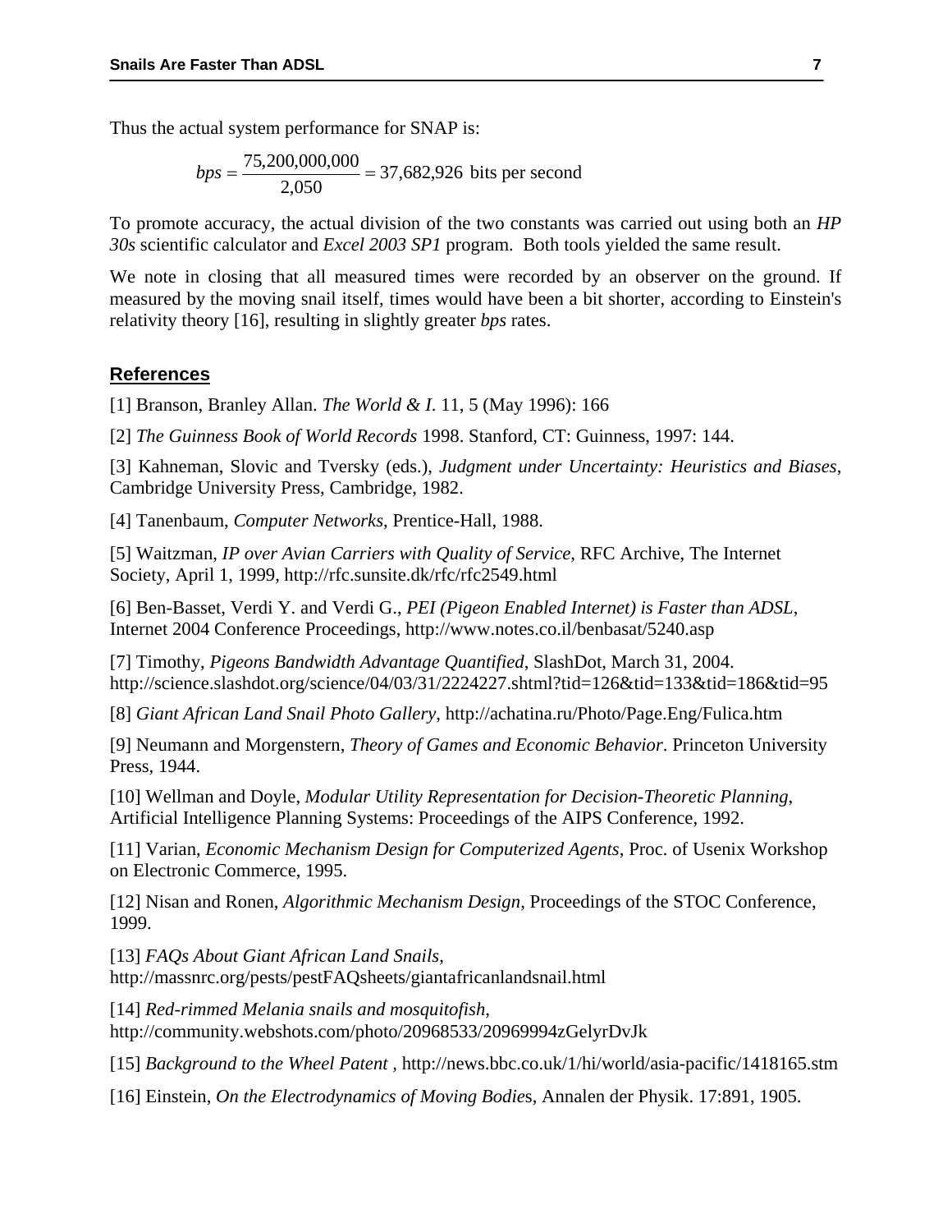Thus the actual system performance for SNAP is:

$$bps = \frac{75{,}200{,}000{,}000}{2{,}050} = 37{,}682{,}926 \text{ bits per second}$$

To promote accuracy, the actual division of the two constants was carried out using both an *HP 30s* scientific calculator and *Excel 2003 SP1* program. Both tools yielded the same result.

We note in closing that all measured times were recorded by an observer on the ground. If measured by the moving snail itself, times would have been a bit shorter, according to Einstein's relativity theory [16], resulting in slightly greater *bps* rates.

## References

[1] Branson, Branley Allan. *The World & I*. 11, 5 (May 1996): 166

[2] *The Guinness Book of World Records* 1998. Stanford, CT: Guinness, 1997: 144.

[3] Kahneman, Slovic and Tversky (eds.), *Judgment under Uncertainty: Heuristics and Biases*, Cambridge University Press, Cambridge, 1982.

[4] Tanenbaum, *Computer Networks*, Prentice-Hall, 1988.

[5] Waitzman, *IP over Avian Carriers with Quality of Service*, RFC Archive, The Internet Society, April 1, 1999, http://rfc.sunsite.dk/rfc/rfc2549.html

[6] Ben-Basset, Verdi Y. and Verdi G., *PEI (Pigeon Enabled Internet) is Faster than ADSL*, Internet 2004 Conference Proceedings, http://www.notes.co.il/benbasat/5240.asp

[7] Timothy, *Pigeons Bandwidth Advantage Quantified*, SlashDot, March 31, 2004. http://science.slashdot.org/science/04/03/31/2224227.shtml?tid=126&tid=133&tid=186&tid=95

[8] *Giant African Land Snail Photo Gallery*, http://achatina.ru/Photo/Page.Eng/Fulica.htm

[9] Neumann and Morgenstern, *Theory of Games and Economic Behavior*. Princeton University Press, 1944.

[10] Wellman and Doyle, *Modular Utility Representation for Decision-Theoretic Planning*, Artificial Intelligence Planning Systems: Proceedings of the AIPS Conference, 1992.

[11] Varian, *Economic Mechanism Design for Computerized Agents*, Proc. of Usenix Workshop on Electronic Commerce, 1995.

[12] Nisan and Ronen, *Algorithmic Mechanism Design*, Proceedings of the STOC Conference, 1999.

[13] *FAQs About Giant African Land Snails*, http://massnrc.org/pests/pestFAQsheets/giantafricanlandsnail.html

[14] *Red-rimmed Melania snails and mosquitofish*, http://community.webshots.com/photo/20968533/20969994zGelyrDvJk

[15] *Background to the Wheel Patent* , http://news.bbc.co.uk/1/hi/world/asia-pacific/1418165.stm

[16] Einstein, *On the Electrodynamics of Moving Bodies*, Annalen der Physik. 17:891, 1905.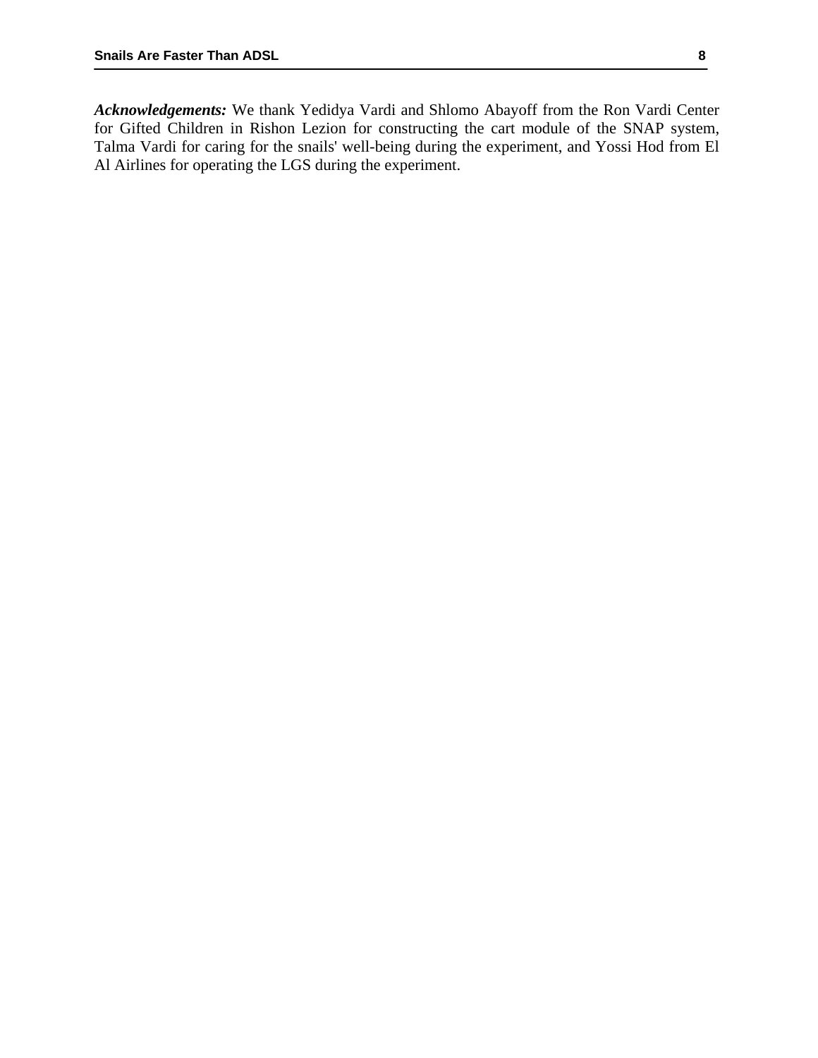***Acknowledgements:*** We thank Yedidya Vardi and Shlomo Abayoff from the Ron Vardi Center for Gifted Children in Rishon Lezion for constructing the cart module of the SNAP system, Talma Vardi for caring for the snails' well-being during the experiment, and Yossi Hod from El Al Airlines for operating the LGS during the experiment.